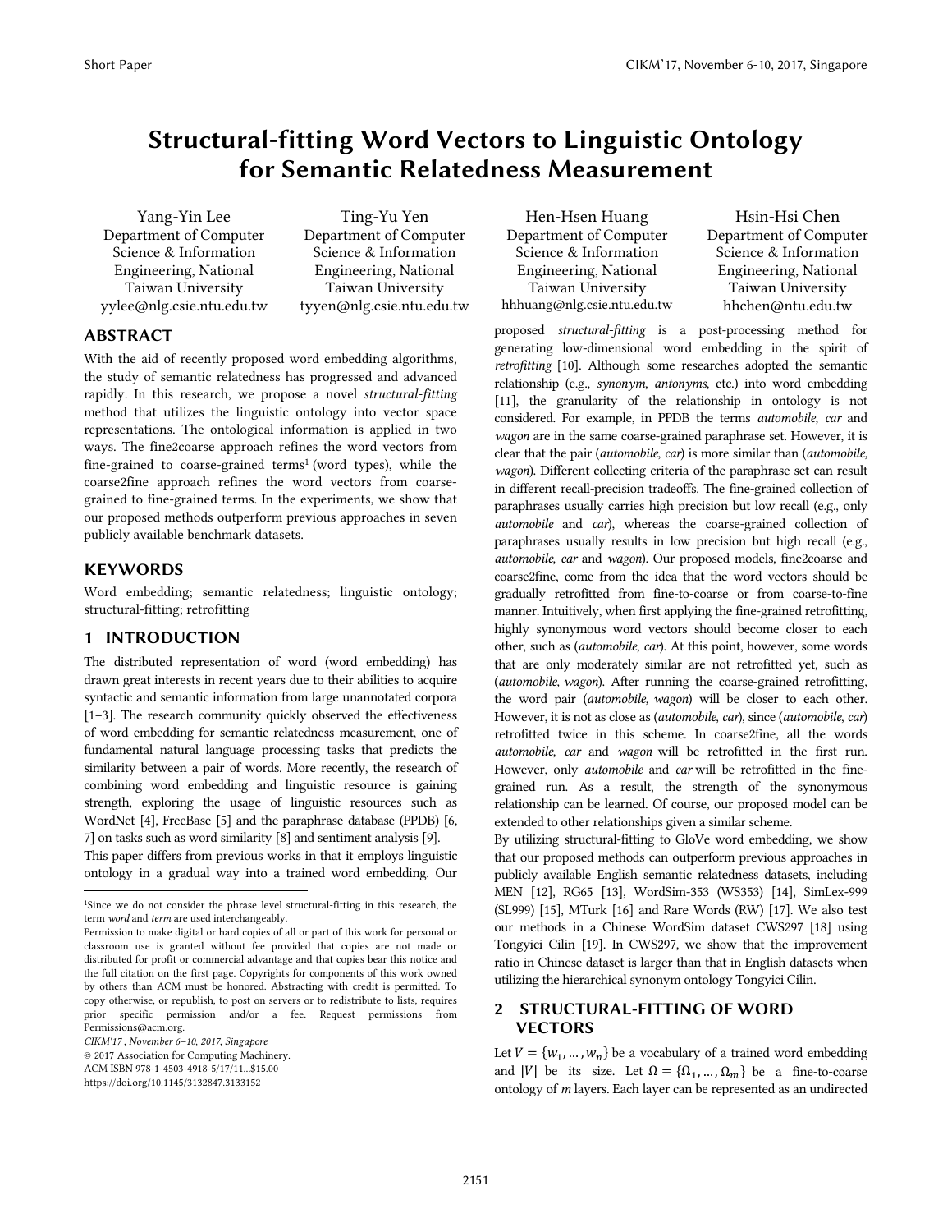# Structural-fitting Word Vectors to Linguistic Ontology for Semantic Relatedness Measurement

Yang-Yin Lee
Department of Computer Science & Information Engineering, National Taiwan University
yylee@nlg.csie.ntu.edu.tw

Ting-Yu Yen
Department of Computer Science & Information Engineering, National Taiwan University
tyyen@nlg.csie.ntu.edu.tw

Hen-Hsen Huang
Department of Computer Science & Information Engineering, National Taiwan University
hhhuang@nlg.csie.ntu.edu.tw

Hsin-Hsi Chen
Department of Computer Science & Information Engineering, National Taiwan University
hhchen@ntu.edu.tw

## ABSTRACT

With the aid of recently proposed word embedding algorithms, the study of semantic relatedness has progressed and advanced rapidly. In this research, we propose a novel *structural-fitting* method that utilizes the linguistic ontology into vector space representations. The ontological information is applied in two ways. The fine2coarse approach refines the word vectors from fine-grained to coarse-grained terms[1] (word types), while the coarse2fine approach refines the word vectors from coarse-grained to fine-grained terms. In the experiments, we show that our proposed methods outperform previous approaches in seven publicly available benchmark datasets.

## KEYWORDS

Word embedding; semantic relatedness; linguistic ontology; structural-fitting; retrofitting

## 1 INTRODUCTION

The distributed representation of word (word embedding) has drawn great interests in recent years due to their abilities to acquire syntactic and semantic information from large unannotated corpora [1–3]. The research community quickly observed the effectiveness of word embedding for semantic relatedness measurement, one of fundamental natural language processing tasks that predicts the similarity between a pair of words. More recently, the research of combining word embedding and linguistic resource is gaining strength, exploring the usage of linguistic resources such as WordNet [4], FreeBase [5] and the paraphrase database (PPDB) [6, 7] on tasks such as word similarity [8] and sentiment analysis [9].

This paper differs from previous works in that it employs linguistic ontology in a gradual way into a trained word embedding. Our proposed *structural-fitting* is a post-processing method for generating low-dimensional word embedding in the spirit of *retrofitting* [10]. Although some researches adopted the semantic relationship (e.g., *synonym*, *antonyms*, etc.) into word embedding [11], the granularity of the relationship in ontology is not considered. For example, in PPDB the terms *automobile*, *car* and *wagon* are in the same coarse-grained paraphrase set. However, it is clear that the pair (*automobile*, *car*) is more similar than (*automobile, wagon*). Different collecting criteria of the paraphrase set can result in different recall-precision tradeoffs. The fine-grained collection of paraphrases usually carries high precision but low recall (e.g., only *automobile* and *car*), whereas the coarse-grained collection of paraphrases usually results in low precision but high recall (e.g., *automobile*, *car* and *wagon*). Our proposed models, fine2coarse and coarse2fine, come from the idea that the word vectors should be gradually retrofitted from fine-to-coarse or from coarse-to-fine manner. Intuitively, when first applying the fine-grained retrofitting, highly synonymous word vectors should become closer to each other, such as (*automobile*, *car*). At this point, however, some words that are only moderately similar are not retrofitted yet, such as (*automobile, wagon*). After running the coarse-grained retrofitting, the word pair (*automobile, wagon*) will be closer to each other. However, it is not as close as (*automobile*, *car*), since (*automobile*, *car*) retrofitted twice in this scheme. In coarse2fine, all the words *automobile*, *car* and *wagon* will be retrofitted in the first run. However, only *automobile* and *car* will be retrofitted in the fine-grained run. As a result, the strength of the synonymous relationship can be learned. Of course, our proposed model can be extended to other relationships given a similar scheme.

By utilizing structural-fitting to GloVe word embedding, we show that our proposed methods can outperform previous approaches in publicly available English semantic relatedness datasets, including MEN [12], RG65 [13], WordSim-353 (WS353) [14], SimLex-999 (SL999) [15], MTurk [16] and Rare Words (RW) [17]. We also test our methods in a Chinese WordSim dataset CWS297 [18] using Tongyici Cilin [19]. In CWS297, we show that the improvement ratio in Chinese dataset is larger than that in English datasets when utilizing the hierarchical synonym ontology Tongyici Cilin.

## 2 STRUCTURAL-FITTING OF WORD VECTORS

Let $V = \{w_1, \ldots, w_n\}$ be a vocabulary of a trained word embedding and $|V|$ be its size. Let $\Omega = \{\Omega_1, \ldots, \Omega_m\}$ be a fine-to-coarse ontology of *m* layers. Each layer can be represented as an undirected

---

[1]Since we do not consider the phrase level structural-fitting in this research, the term *word* and *term* are used interchangeably.

Permission to make digital or hard copies of all or part of this work for personal or classroom use is granted without fee provided that copies are not made or distributed for profit or commercial advantage and that copies bear this notice and the full citation on the first page. Copyrights for components of this work owned by others than ACM must be honored. Abstracting with credit is permitted. To copy otherwise, or republish, to post on servers or to redistribute to lists, requires prior specific permission and/or a fee. Request permissions from Permissions@acm.org.

*CIKM'17 , November 6–10, 2017, Singapore*

© 2017 Association for Computing Machinery.

ACM ISBN 978-1-4503-4918-5/17/11...$15.00

https://doi.org/10.1145/3132847.3133152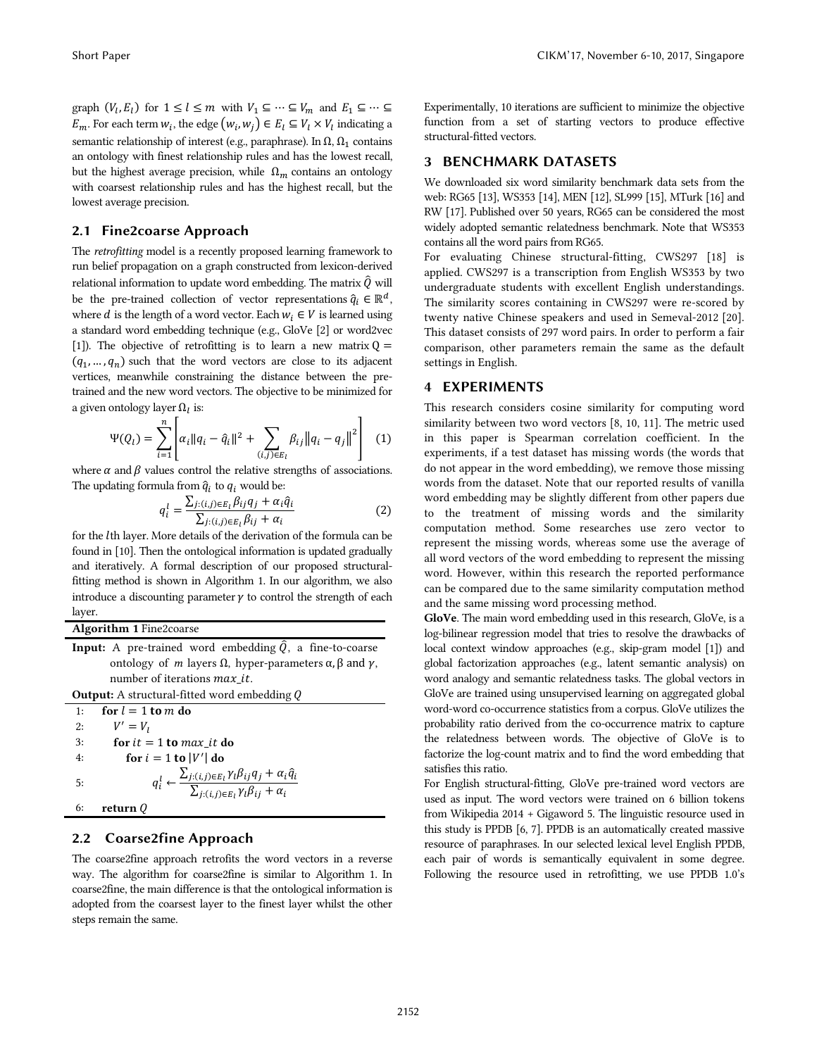graph $(V_l, E_l)$ for $1 \le l \le m$ with $V_1 \subseteq \cdots \subseteq V_m$ and $E_1 \subseteq \cdots \subseteq E_m$. For each term $w_i$, the edge $(w_i, w_j) \in E_l \subseteq V_l \times V_l$ indicating a semantic relationship of interest (e.g., paraphrase). In $\Omega$, $\Omega_1$ contains an ontology with finest relationship rules and has the lowest recall, but the highest average precision, while $\Omega_m$ contains an ontology with coarsest relationship rules and has the highest recall, but the lowest average precision.

## 2.1 Fine2coarse Approach

The *retrofitting* model is a recently proposed learning framework to run belief propagation on a graph constructed from lexicon-derived relational information to update word embedding. The matrix $\hat{Q}$ will be the pre-trained collection of vector representations $\hat{q}_i \in \mathbb{R}^d$, where $d$ is the length of a word vector. Each $w_i \in V$ is learned using a standard word embedding technique (e.g., GloVe [2] or word2vec [1]). The objective of retrofitting is to learn a new matrix $Q = (q_1, \ldots, q_n)$ such that the word vectors are close to its adjacent vertices, meanwhile constraining the distance between the pre-trained and the new word vectors. The objective to be minimized for a given ontology layer $\Omega_l$ is:

$$\Psi(Q_l) = \sum_{i=1}^{n} \left[ \alpha_i \| q_i - \hat{q}_i \|^2 + \sum_{(i,j) \in E_l} \beta_{ij} \| q_i - q_j \|^2 \right] \quad (1)$$

where $\alpha$ and $\beta$ values control the relative strengths of associations. The updating formula from $\hat{q}_i$ to $q_i$ would be:

$$q_i^l = \frac{\sum_{j:(i,j) \in E_l} \beta_{ij} q_j + \alpha_i \hat{q}_i}{\sum_{j:(i,j) \in E_l} \beta_{ij} + \alpha_i} \quad (2)$$

for the $l$th layer. More details of the derivation of the formula can be found in [10]. Then the ontological information is updated gradually and iteratively. A formal description of our proposed structural-fitting method is shown in Algorithm 1. In our algorithm, we also introduce a discounting parameter $\gamma$ to control the strength of each layer.

**Algorithm 1** Fine2coarse

**Input:** A pre-trained word embedding $\hat{Q}$, a fine-to-coarse ontology of $m$ layers $\Omega$, hyper-parameters $\alpha, \beta$ and $\gamma$, number of iterations $max\_it$.

**Output:** A structural-fitted word embedding $Q$

1: **for** $l = 1$ **to** $m$ **do**
2: $\quad V' = V_l$
3: $\quad$ **for** $it = 1$ **to** $max\_it$ **do**
4: $\quad\quad$ **for** $i = 1$ **to** $|V'|$ **do**
5: $\quad\quad\quad q_i^l \leftarrow \frac{\sum_{j:(i,j) \in E_l} \gamma_l \beta_{ij} q_j + \alpha_i \hat{q}_i}{\sum_{j:(i,j) \in E_l} \gamma_l \beta_{ij} + \alpha_i}$
6: **return** $Q$

## 2.2 Coarse2fine Approach

The coarse2fine approach retrofits the word vectors in a reverse way. The algorithm for coarse2fine is similar to Algorithm 1. In coarse2fine, the main difference is that the ontological information is adopted from the coarsest layer to the finest layer whilst the other steps remain the same.

Experimentally, 10 iterations are sufficient to minimize the objective function from a set of starting vectors to produce effective structural-fitted vectors.

# 3 BENCHMARK DATASETS

We downloaded six word similarity benchmark data sets from the web: RG65 [13], WS353 [14], MEN [12], SL999 [15], MTurk [16] and RW [17]. Published over 50 years, RG65 can be considered the most widely adopted semantic relatedness benchmark. Note that WS353 contains all the word pairs from RG65.

For evaluating Chinese structural-fitting, CWS297 [18] is applied. CWS297 is a transcription from English WS353 by two undergraduate students with excellent English understandings. The similarity scores containing in CWS297 were re-scored by twenty native Chinese speakers and used in Semeval-2012 [20]. This dataset consists of 297 word pairs. In order to perform a fair comparison, other parameters remain the same as the default settings in English.

# 4 EXPERIMENTS

This research considers cosine similarity for computing word similarity between two word vectors [8, 10, 11]. The metric used in this paper is Spearman correlation coefficient. In the experiments, if a test dataset has missing words (the words that do not appear in the word embedding), we remove those missing words from the dataset. Note that our reported results of vanilla word embedding may be slightly different from other papers due to the treatment of missing words and the similarity computation method. Some researches use zero vector to represent the missing words, whereas some use the average of all word vectors of the word embedding to represent the missing word. However, within this research the reported performance can be compared due to the same similarity computation method and the same missing word processing method.

**GloVe**. The main word embedding used in this research, GloVe, is a log-bilinear regression model that tries to resolve the drawbacks of local context window approaches (e.g., skip-gram model [1]) and global factorization approaches (e.g., latent semantic analysis) on word analogy and semantic relatedness tasks. The global vectors in GloVe are trained using unsupervised learning on aggregated global word-word co-occurrence statistics from a corpus. GloVe utilizes the probability ratio derived from the co-occurrence matrix to capture the relatedness between words. The objective of GloVe is to factorize the log-count matrix and to find the word embedding that satisfies this ratio.

For English structural-fitting, GloVe pre-trained word vectors are used as input. The word vectors were trained on 6 billion tokens from Wikipedia 2014 + Gigaword 5. The linguistic resource used in this study is PPDB [6, 7]. PPDB is an automatically created massive resource of paraphrases. In our selected lexical level English PPDB, each pair of words is semantically equivalent in some degree. Following the resource used in retrofitting, we use PPDB 1.0's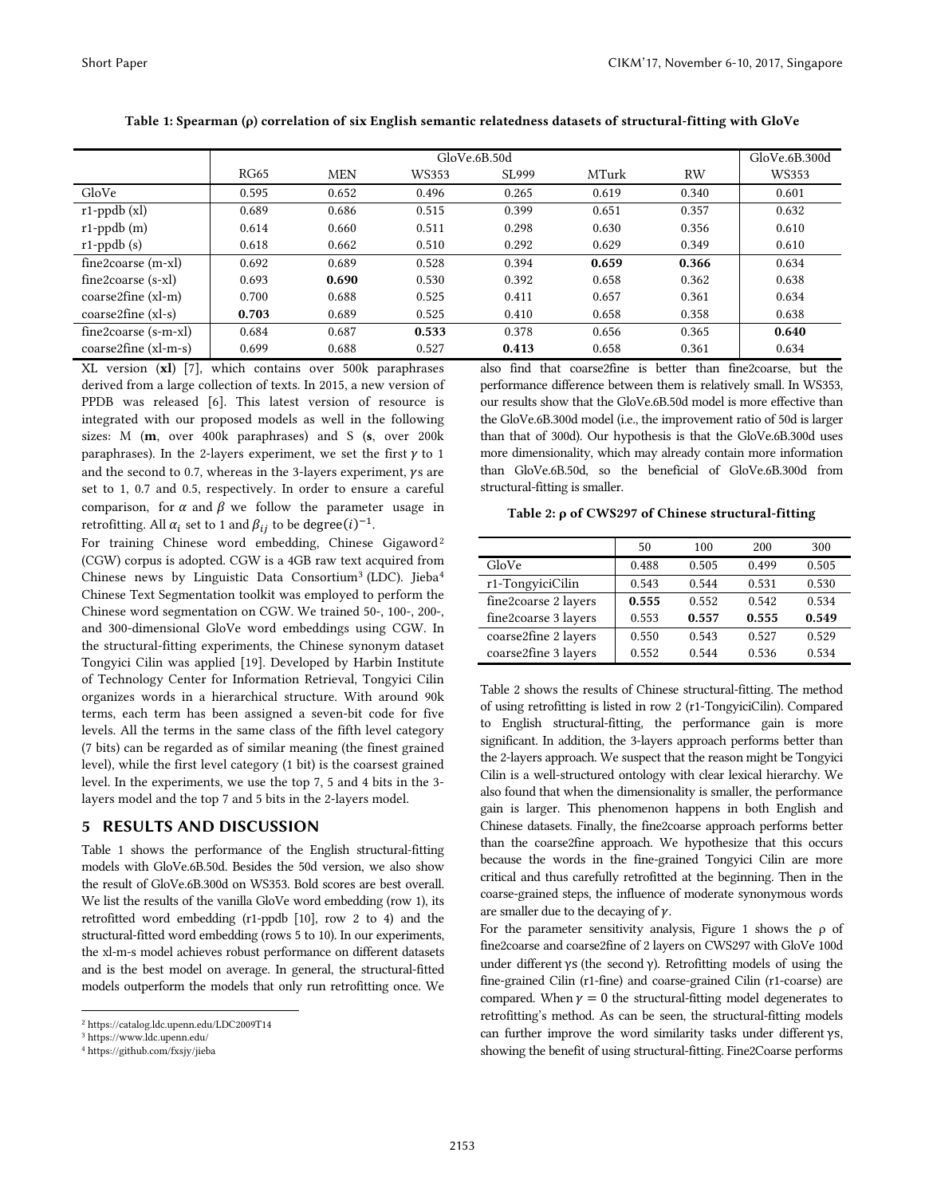**Table 1: Spearman (ρ) correlation of six English semantic relatedness datasets of structural-fitting with GloVe**

| | GloVe.6B.50d | | | | | | GloVe.6B.300d |
|---|---|---|---|---|---|---|---|
| | RG65 | MEN | WS353 | SL999 | MTurk | RW | WS353 |
| GloVe | 0.595 | 0.652 | 0.496 | 0.265 | 0.619 | 0.340 | 0.601 |
| r1-ppdb (xl) | 0.689 | 0.686 | 0.515 | 0.399 | 0.651 | 0.357 | 0.632 |
| r1-ppdb (m) | 0.614 | 0.660 | 0.511 | 0.298 | 0.630 | 0.356 | 0.610 |
| r1-ppdb (s) | 0.618 | 0.662 | 0.510 | 0.292 | 0.629 | 0.349 | 0.610 |
| fine2coarse (m-xl) | 0.692 | 0.689 | 0.528 | 0.394 | **0.659** | **0.366** | 0.634 |
| fine2coarse (s-xl) | 0.693 | **0.690** | 0.530 | 0.392 | 0.658 | 0.362 | 0.638 |
| coarse2fine (xl-m) | 0.700 | 0.688 | 0.525 | 0.411 | 0.657 | 0.361 | 0.634 |
| coarse2fine (xl-s) | **0.703** | 0.689 | 0.525 | 0.410 | 0.658 | 0.358 | 0.638 |
| fine2coarse (s-m-xl) | 0.684 | 0.687 | **0.533** | 0.378 | 0.656 | 0.365 | **0.640** |
| coarse2fine (xl-m-s) | 0.699 | 0.688 | 0.527 | **0.413** | 0.658 | 0.361 | 0.634 |

XL version (**xl**) [7], which contains over 500k paraphrases derived from a large collection of texts. In 2015, a new version of PPDB was released [6]. This latest version of resource is integrated with our proposed models as well in the following sizes: M (**m**, over 400k paraphrases) and S (**s**, over 200k paraphrases). In the 2-layers experiment, we set the first $\gamma$ to 1 and the second to 0.7, whereas in the 3-layers experiment, $\gamma$s are set to 1, 0.7 and 0.5, respectively. In order to ensure a careful comparison, for $\alpha$ and $\beta$ we follow the parameter usage in retrofitting. All $\alpha_i$ set to 1 and $\beta_{ij}$ to be $\text{degree}(i)^{-1}$.

For training Chinese word embedding, Chinese Gigaword[2] (CGW) corpus is adopted. CGW is a 4GB raw text acquired from Chinese news by Linguistic Data Consortium[3] (LDC). Jieba[4] Chinese Text Segmentation toolkit was employed to perform the Chinese word segmentation on CGW. We trained 50-, 100-, 200-, and 300-dimensional GloVe word embeddings using CGW. In the structural-fitting experiments, the Chinese synonym dataset Tongyici Cilin was applied [19]. Developed by Harbin Institute of Technology Center for Information Retrieval, Tongyici Cilin organizes words in a hierarchical structure. With around 90k terms, each term has been assigned a seven-bit code for five levels. All the terms in the same class of the fifth level category (7 bits) can be regarded as of similar meaning (the finest grained level), while the first level category (1 bit) is the coarsest grained level. In the experiments, we use the top 7, 5 and 4 bits in the 3-layers model and the top 7 and 5 bits in the 2-layers model.

## 5 RESULTS AND DISCUSSION

Table 1 shows the performance of the English structural-fitting models with GloVe.6B.50d. Besides the 50d version, we also show the result of GloVe.6B.300d on WS353. Bold scores are best overall. We list the results of the vanilla GloVe word embedding (row 1), its retrofitted word embedding (r1-ppdb [10], row 2 to 4) and the structural-fitted word embedding (rows 5 to 10). In our experiments, the xl-m-s model achieves robust performance on different datasets and is the best model on average. In general, the structural-fitted models outperform the models that only run retrofitting once. We also find that coarse2fine is better than fine2coarse, but the performance difference between them is relatively small. In WS353, our results show that the GloVe.6B.50d model is more effective than the GloVe.6B.300d model (i.e., the improvement ratio of 50d is larger than that of 300d). Our hypothesis is that the GloVe.6B.300d uses more dimensionality, which may already contain more information than GloVe.6B.50d, so the beneficial of GloVe.6B.300d from structural-fitting is smaller.

**Table 2: ρ of CWS297 of Chinese structural-fitting**

| | 50 | 100 | 200 | 300 |
|---|---|---|---|---|
| GloVe | 0.488 | 0.505 | 0.499 | 0.505 |
| r1-TongyiciCilin | 0.543 | 0.544 | 0.531 | 0.530 |
| fine2coarse 2 layers | **0.555** | 0.552 | 0.542 | 0.534 |
| fine2coarse 3 layers | 0.553 | **0.557** | **0.555** | **0.549** |
| coarse2fine 2 layers | 0.550 | 0.543 | 0.527 | 0.529 |
| coarse2fine 3 layers | 0.552 | 0.544 | 0.536 | 0.534 |

Table 2 shows the results of Chinese structural-fitting. The method of using retrofitting is listed in row 2 (r1-TongyiciCilin). Compared to English structural-fitting, the performance gain is more significant. In addition, the 3-layers approach performs better than the 2-layers approach. We suspect that the reason might be Tongyici Cilin is a well-structured ontology with clear lexical hierarchy. We also found that when the dimensionality is smaller, the performance gain is larger. This phenomenon happens in both English and Chinese datasets. Finally, the fine2coarse approach performs better than the coarse2fine approach. We hypothesize that this occurs because the words in the fine-grained Tongyici Cilin are more critical and thus carefully retrofitted at the beginning. Then in the coarse-grained steps, the influence of moderate synonymous words are smaller due to the decaying of $\gamma$.

For the parameter sensitivity analysis, Figure 1 shows the ρ of fine2coarse and coarse2fine of 2 layers on CWS297 with GloVe 100d under different γs (the second γ). Retrofitting models of using the fine-grained Cilin (r1-fine) and coarse-grained Cilin (r1-coarse) are compared. When $\gamma = 0$ the structural-fitting model degenerates to retrofitting's method. As can be seen, the structural-fitting models can further improve the word similarity tasks under different γs, showing the benefit of using structural-fitting. Fine2Coarse performs

[2] https://catalog.ldc.upenn.edu/LDC2009T14

[3] https://www.ldc.upenn.edu/

[4] https://github.com/fxsjy/jieba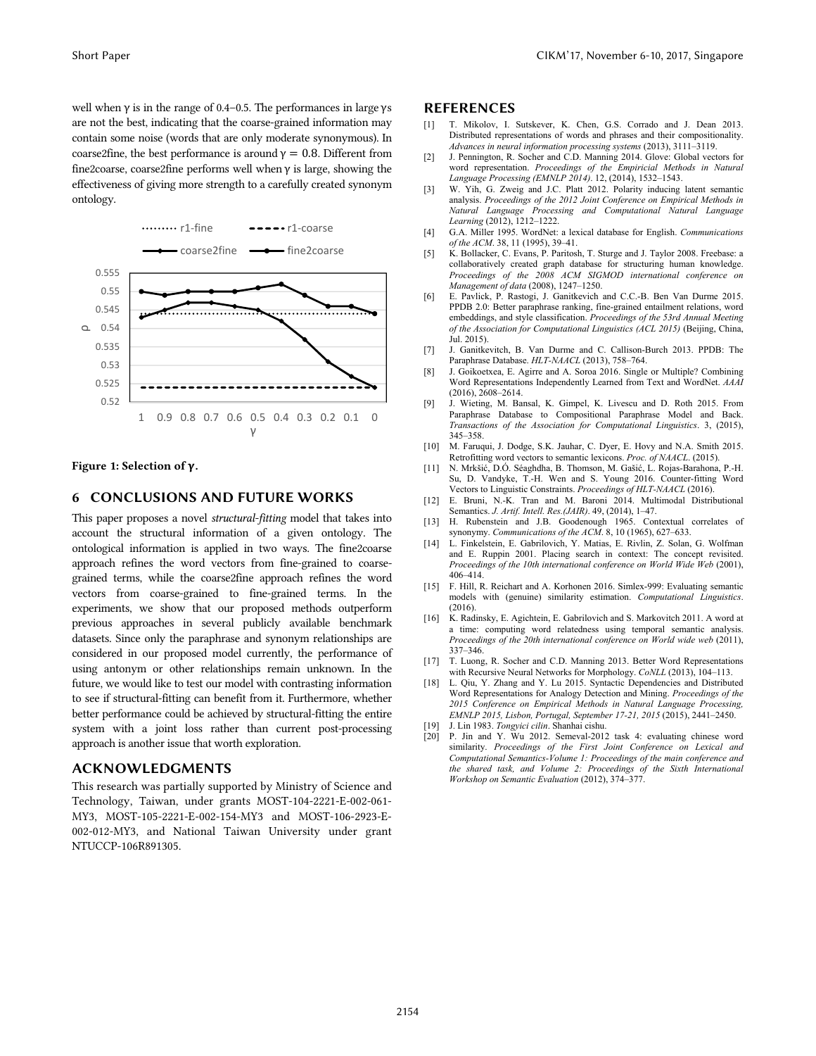well when γ is in the range of 0.4–0.5. The performances in large γs are not the best, indicating that the coarse-grained information may contain some noise (words that are only moderate synonymous). In coarse2fine, the best performance is around $\gamma = 0.8$. Different from fine2coarse, coarse2fine performs well when γ is large, showing the effectiveness of giving more strength to a carefully created synonym ontology.

r1-fine
r1-coarse
coarse2fine
fine2coarse

0.555
0.55
0.545
0.54
0.535
0.53
0.525
0.52

ρ

1 0.9 0.8 0.7 0.6 0.5 0.4 0.3 0.2 0.1 0

γ

**Figure 1: Selection of γ.**

## 6 CONCLUSIONS AND FUTURE WORKS

This paper proposes a novel *structural-fitting* model that takes into account the structural information of a given ontology. The ontological information is applied in two ways. The fine2coarse approach refines the word vectors from fine-grained to coarse-grained terms, while the coarse2fine approach refines the word vectors from coarse-grained to fine-grained terms. In the experiments, we show that our proposed methods outperform previous approaches in several publicly available benchmark datasets. Since only the paraphrase and synonym relationships are considered in our proposed model currently, the performance of using antonym or other relationships remain unknown. In the future, we would like to test our model with contrasting information to see if structural-fitting can benefit from it. Furthermore, whether better performance could be achieved by structural-fitting the entire system with a joint loss rather than current post-processing approach is another issue that worth exploration.

## ACKNOWLEDGMENTS

This research was partially supported by Ministry of Science and Technology, Taiwan, under grants MOST-104-2221-E-002-061-MY3, MOST-105-2221-E-002-154-MY3 and MOST-106-2923-E-002-012-MY3, and National Taiwan University under grant NTUCCP-106R891305.

## REFERENCES

[1] T. Mikolov, I. Sutskever, K. Chen, G.S. Corrado and J. Dean 2013. Distributed representations of words and phrases and their compositionality. *Advances in neural information processing systems* (2013), 3111–3119.

[2] J. Pennington, R. Socher and C.D. Manning 2014. Glove: Global vectors for word representation. *Proceedings of the Empiricial Methods in Natural Language Processing (EMNLP 2014)*. 12, (2014), 1532–1543.

[3] W. Yih, G. Zweig and J.C. Platt 2012. Polarity inducing latent semantic analysis. *Proceedings of the 2012 Joint Conference on Empirical Methods in Natural Language Processing and Computational Natural Language Learning* (2012), 1212–1222.

[4] G.A. Miller 1995. WordNet: a lexical database for English. *Communications of the ACM*. 38, 11 (1995), 39–41.

[5] K. Bollacker, C. Evans, P. Paritosh, T. Sturge and J. Taylor 2008. Freebase: a collaboratively created graph database for structuring human knowledge. *Proceedings of the 2008 ACM SIGMOD international conference on Management of data* (2008), 1247–1250.

[6] E. Pavlick, P. Rastogi, J. Ganitkevitch and C.C.-B. Ben Van Durme 2015. PPDB 2.0: Better paraphrase ranking, fine-grained entailment relations, word embeddings, and style classification. *Proceedings of the 53rd Annual Meeting of the Association for Computational Linguistics (ACL 2015)* (Beijing, China, Jul. 2015).

[7] J. Ganitkevitch, B. Van Durme and C. Callison-Burch 2013. PPDB: The Paraphrase Database. *HLT-NAACL* (2013), 758–764.

[8] J. Goikoetxea, E. Agirre and A. Soroa 2016. Single or Multiple? Combining Word Representations Independently Learned from Text and WordNet. *AAAI* (2016), 2608–2614.

[9] J. Wieting, M. Bansal, K. Gimpel, K. Livescu and D. Roth 2015. From Paraphrase Database to Compositional Paraphrase Model and Back. *Transactions of the Association for Computational Linguistics*. 3, (2015), 345–358.

[10] M. Faruqui, J. Dodge, S.K. Jauhar, C. Dyer, E. Hovy and N.A. Smith 2015. Retrofitting word vectors to semantic lexicons. *Proc. of NAACL*. (2015).

[11] N. Mrkšić, D.Ó. Séaghdha, B. Thomson, M. Gašić, L. Rojas-Barahona, P.-H. Su, D. Vandyke, T.-H. Wen and S. Young 2016. Counter-fitting Word Vectors to Linguistic Constraints. *Proceedings of HLT-NAACL* (2016).

[12] E. Bruni, N.-K. Tran and M. Baroni 2014. Multimodal Distributional Semantics. *J. Artif. Intell. Res.(JAIR)*. 49, (2014), 1–47.

[13] H. Rubenstein and J.B. Goodenough 1965. Contextual correlates of synonymy. *Communications of the ACM*. 8, 10 (1965), 627–633.

[14] L. Finkelstein, E. Gabrilovich, Y. Matias, E. Rivlin, Z. Solan, G. Wolfman and E. Ruppin 2001. Placing search in context: The concept revisited. *Proceedings of the 10th international conference on World Wide Web* (2001), 406–414.

[15] F. Hill, R. Reichart and A. Korhonen 2016. Simlex-999: Evaluating semantic models with (genuine) similarity estimation. *Computational Linguistics*. (2016).

[16] K. Radinsky, E. Agichtein, E. Gabrilovich and S. Markovitch 2011. A word at a time: computing word relatedness using temporal semantic analysis. *Proceedings of the 20th international conference on World wide web* (2011), 337–346.

[17] T. Luong, R. Socher and C.D. Manning 2013. Better Word Representations with Recursive Neural Networks for Morphology. *CoNLL* (2013), 104–113.

[18] L. Qiu, Y. Zhang and Y. Lu 2015. Syntactic Dependencies and Distributed Word Representations for Analogy Detection and Mining. *Proceedings of the 2015 Conference on Empirical Methods in Natural Language Processing, EMNLP 2015, Lisbon, Portugal, September 17-21, 2015* (2015), 2441–2450.

[19] J. Lin 1983. *Tongyici cilin*. Shanhai cishu.

[20] P. Jin and Y. Wu 2012. Semeval-2012 task 4: evaluating chinese word similarity. *Proceedings of the First Joint Conference on Lexical and Computational Semantics-Volume 1: Proceedings of the main conference and the shared task, and Volume 2: Proceedings of the Sixth International Workshop on Semantic Evaluation* (2012), 374–377.